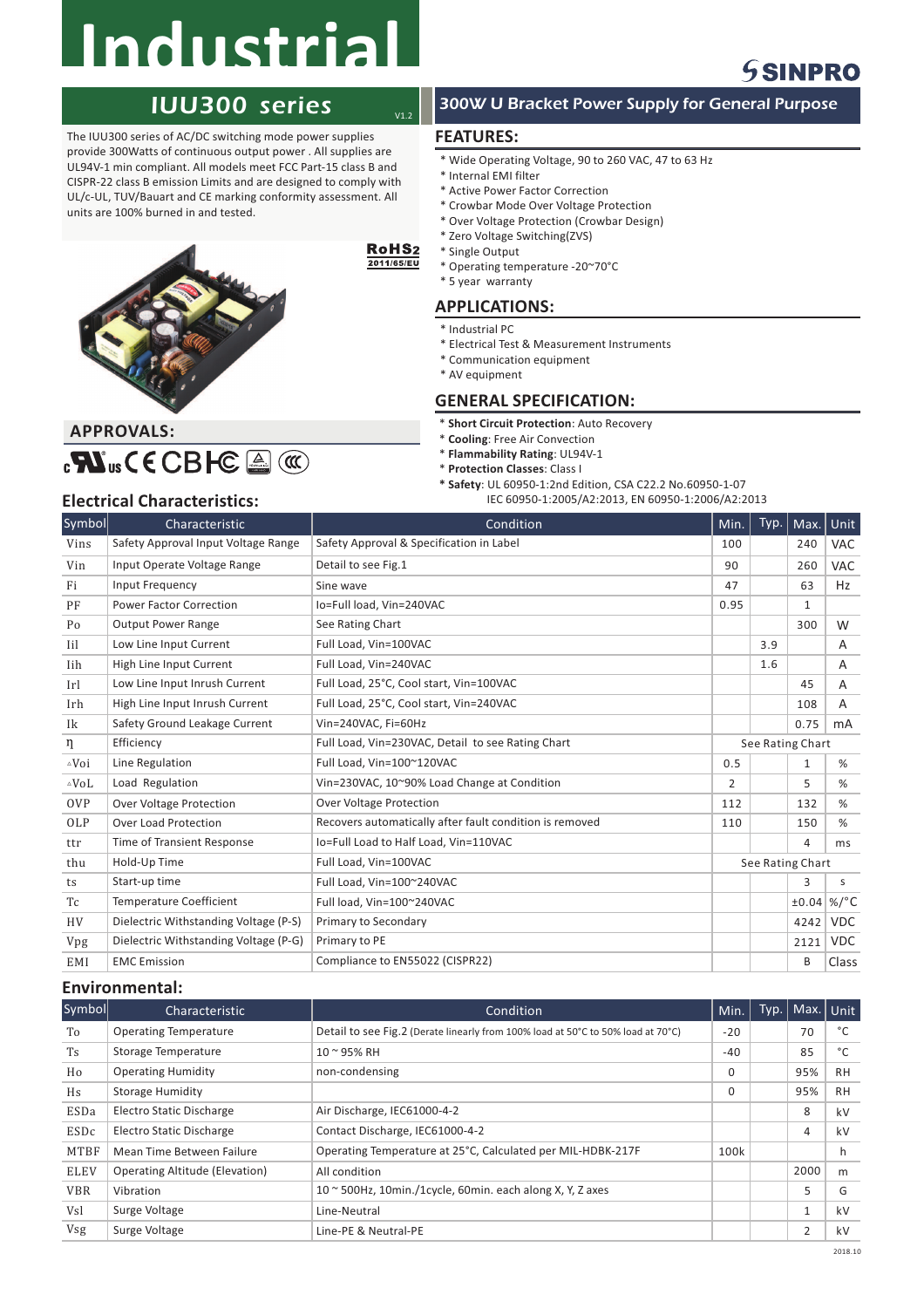# Industrial

# IUU300 series

V1.2

The IUU300 series of AC/DC switching mode power supplies provide 300Watts of continuous output power . All supplies are UL94V-1 min compliant. All models meet FCC Part-15 class B and CISPR-22 class B emission Limits and are designed to comply with UL/c-UL, TUV/Bauart and CE marking conformity assessment. All units are 100% burned in and tested.

RoHS2 2011/65/EU

## APPROVALS:

## 300W U Bracket Power Supply for General Purpose

## FEATURES:

* Wide Operating Voltage, 90 to 260 VAC, 47 to 63 Hz
* Internal EMI filter
* Active Power Factor Correction
* Crowbar Mode Over Voltage Protection
* Over Voltage Protection (Crowbar Design)
* Zero Voltage Switching(ZVS)
* Single Output
* Operating temperature -20~70°C
* 5 year warranty

## APPLICATIONS:

* Industrial PC
* Electrical Test & Measurement Instruments
* Communication equipment
* AV equipment

## GENERAL SPECIFICATION:

* **Short Circuit Protection**: Auto Recovery
* **Cooling**: Free Air Convection
* **Flammability Rating**: UL94V-1
* **Protection Classes**: Class I
* **Safety**: UL 60950-1:2nd Edition, CSA C22.2 No.60950-1-07 IEC 60950-1:2005/A2:2013, EN 60950-1:2006/A2:2013

## Electrical Characteristics:

| Symbol | Characteristic | Condition | Min. | Typ. | Max. | Unit |
|---|---|---|---|---|---|---|
| Vins | Safety Approval Input Voltage Range | Safety Approval & Specification in Label | 100 | | 240 | VAC |
| Vin | Input Operate Voltage Range | Detail to see Fig.1 | 90 | | 260 | VAC |
| Fi | Input Frequency | Sine wave | 47 | | 63 | Hz |
| PF | Power Factor Correction | Io=Full load, Vin=240VAC | 0.95 | | 1 | |
| Po | Output Power Range | See Rating Chart | | | 300 | W |
| Iil | Low Line Input Current | Full Load, Vin=100VAC | | 3.9 | | A |
| Iih | High Line Input Current | Full Load, Vin=240VAC | | 1.6 | | A |
| Irl | Low Line Input Inrush Current | Full Load, 25°C, Cool start, Vin=100VAC | | | 45 | A |
| Irh | High Line Input Inrush Current | Full Load, 25°C, Cool start, Vin=240VAC | | | 108 | A |
| Ik | Safety Ground Leakage Current | Vin=240VAC, Fi=60Hz | | | 0.75 | mA |
| η | Efficiency | Full Load, Vin=230VAC, Detail to see Rating Chart | See Rating Chart | | | |
| △Voi | Line Regulation | Full Load, Vin=100~120VAC | 0.5 | | 1 | % |
| △VoL | Load Regulation | Vin=230VAC, 10~90% Load Change at Condition | 2 | | 5 | % |
| OVP | Over Voltage Protection | Over Voltage Protection | 112 | | 132 | % |
| OLP | Over Load Protection | Recovers automatically after fault condition is removed | 110 | | 150 | % |
| ttr | Time of Transient Response | Io=Full Load to Half Load, Vin=110VAC | | | 4 | ms |
| thu | Hold-Up Time | Full Load, Vin=100VAC | See Rating Chart | | | |
| ts | Start-up time | Full Load, Vin=100~240VAC | | | 3 | s |
| Tc | Temperature Coefficient | Full load, Vin=100~240VAC | | | ±0.04 | %/°C |
| HV | Dielectric Withstanding Voltage (P-S) | Primary to Secondary | | | 4242 | VDC |
| Vpg | Dielectric Withstanding Voltage (P-G) | Primary to PE | | | 2121 | VDC |
| EMI | EMC Emission | Compliance to EN55022 (CISPR22) | | | B | Class |

## Environmental:

| Symbol | Characteristic | Condition | Min. | Typ. | Max. | Unit |
|---|---|---|---|---|---|---|
| To | Operating Temperature | Detail to see Fig.2 (Derate linearly from 100% load at 50°C to 50% load at 70°C) | -20 | | 70 | °C |
| Ts | Storage Temperature | 10 ~ 95% RH | -40 | | 85 | °C |
| Ho | Operating Humidity | non-condensing | 0 | | 95% | RH |
| Hs | Storage Humidity | | 0 | | 95% | RH |
| ESDa | Electro Static Discharge | Air Discharge, IEC61000-4-2 | | | 8 | kV |
| ESDc | Electro Static Discharge | Contact Discharge, IEC61000-4-2 | | | 4 | kV |
| MTBF | Mean Time Between Failure | Operating Temperature at 25°C, Calculated per MIL-HDBK-217F | 100k | | | h |
| ELEV | Operating Altitude (Elevation) | All condition | | | 2000 | m |
| VBR | Vibration | 10 ~ 500Hz, 10min./1cycle, 60min. each along X, Y, Z axes | | | 5 | G |
| Vsl | Surge Voltage | Line-Neutral | | | 1 | kV |
| Vsg | Surge Voltage | Line-PE & Neutral-PE | | | 2 | kV |

2018.10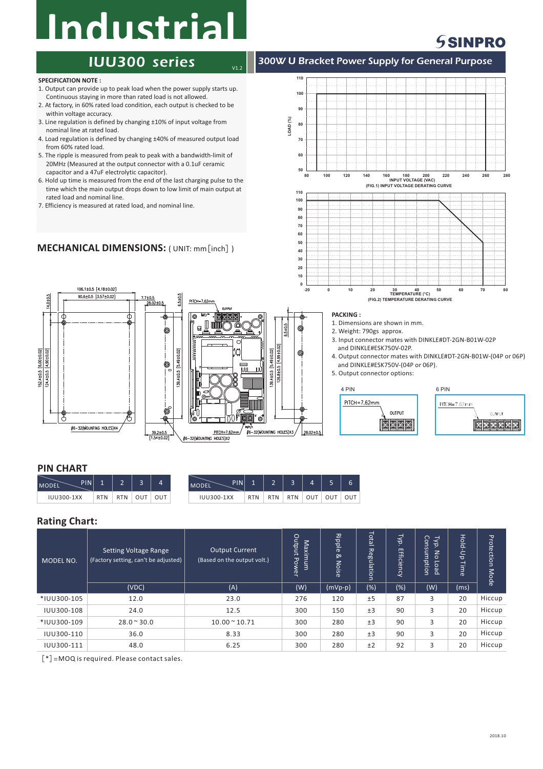# Industrial

# IUU300 series

V1.2

## 300W U Bracket Power Supply for General Purpose

**SPECIFICATION NOTE :**

1. Output can provide up to peak load when the power supply starts up. Continuous staying in more than rated load is not allowed.
2. At factory, in 60% rated load condition, each output is checked to be within voltage accuracy.
3. Line regulation is defined by changing ±10% of input voltage from nominal line at rated load.
4. Load regulation is defined by changing ±40% of measured output load from 60% rated load.
5. The ripple is measured from peak to peak with a bandwidth-limit of 20MHz (Measured at the output connector with a 0.1uF ceramic capacitor and a 47uF electrolytic capacitor).
6. Hold up time is measured from the end of the last charging pulse to the time which the main output drops down to low limit of main output at rated load and nominal line.
7. Efficiency is measured at rated load, and nominal line.

LOAD (%)
110
100
90
80
70
60
50
80 100 120 140 160 180 200 220 240 260 280
INPUT VOLTAGE (VAC)
(FIG.1) INPUT VOLTAGE DERATING CURVE

110
100
90
80
70
60
50
40
30
20
10
0
-20 0 10 20 30 40 50 60 70 80
TEMPERATURE (°C)
(FIG.2) TEMPERATURE DERATING CURVE

## MECHANICAL DIMENSIONS: ( UNIT: mm [inch] )

106.1±0.5 [4.18±0.02]
90.6±0.5 [3.57±0.02]
14.0±0.5
152.4±0.5 [6.00±0.02]
124.4±0.5 [4.90±0.02]
#6-32(MOUNTING HOLES)X4
7.7±0.5
28.02±0.5
6.5±0.5
139.4±0.5 [5.49±0.02]
39.2±0.5
[1.54±0.02]
PITCH=7.62mm
OUTPUT
#6-32(MOUNTING HOLES)X2
PITCH=7.62mm
INPUT
#6-32(MOUNTING HOLES)X3
6.5±0.5
139.4±0.5 [5.49±0.02]
126.8±0.5 [4.99±0.02]
28.02±0.5

**PACKING :**

1. Dimensions are shown in mm.
2. Weight: 790gs approx.
3. Input connector mates with DINKLE#DT-2GN-B01W-02P and DINKLE#ESK750V-02P.
4. Output connector mates with DINKLE#DT-2GN-B01W-(04P or 06P) and DINKLE#ESK750V-(04P or 06P).
5. Output connector options:

4 PIN
PITCH=7.62mm
OUTPUT

6 PIN
PITCH=7.62mm
OUTPUT

## PIN CHART

| MODEL \ PIN | 1 | 2 | 3 | 4 |
|---|---|---|---|---|
| IUU300-1XX | RTN | RTN | OUT | OUT |

| MODEL \ PIN | 1 | 2 | 3 | 4 | 5 | 6 |
|---|---|---|---|---|---|---|
| IUU300-1XX | RTN | RTN | RTN | OUT | OUT | OUT |

## Rating Chart:

| MODEL NO. | Setting Voltage Range (Factory setting, can't be adjusted) | Output Current (Based on the output volt.) | Maximum Output Power | Ripple & Noise | Total Regulation | Typ. Efficiency | Typ. No Load Consumption | Hold-Up Time | Protection Mode |
|---|---|---|---|---|---|---|---|---|---|
| | (VDC) | (A) | (W) | (mVp-p) | (%) | (%) | (W) | (ms) | |
| *IUU300-105 | 12.0 | 23.0 | 276 | 120 | ±5 | 87 | 3 | 20 | Hiccup |
| IUU300-108 | 24.0 | 12.5 | 300 | 150 | ±3 | 90 | 3 | 20 | Hiccup |
| *IUU300-109 | 28.0 ~ 30.0 | 10.00 ~ 10.71 | 300 | 280 | ±3 | 90 | 3 | 20 | Hiccup |
| IUU300-110 | 36.0 | 8.33 | 300 | 280 | ±3 | 90 | 3 | 20 | Hiccup |
| IUU300-111 | 48.0 | 6.25 | 300 | 280 | ±2 | 92 | 3 | 20 | Hiccup |

[*] =MOQ is required. Please contact sales.

2018.10